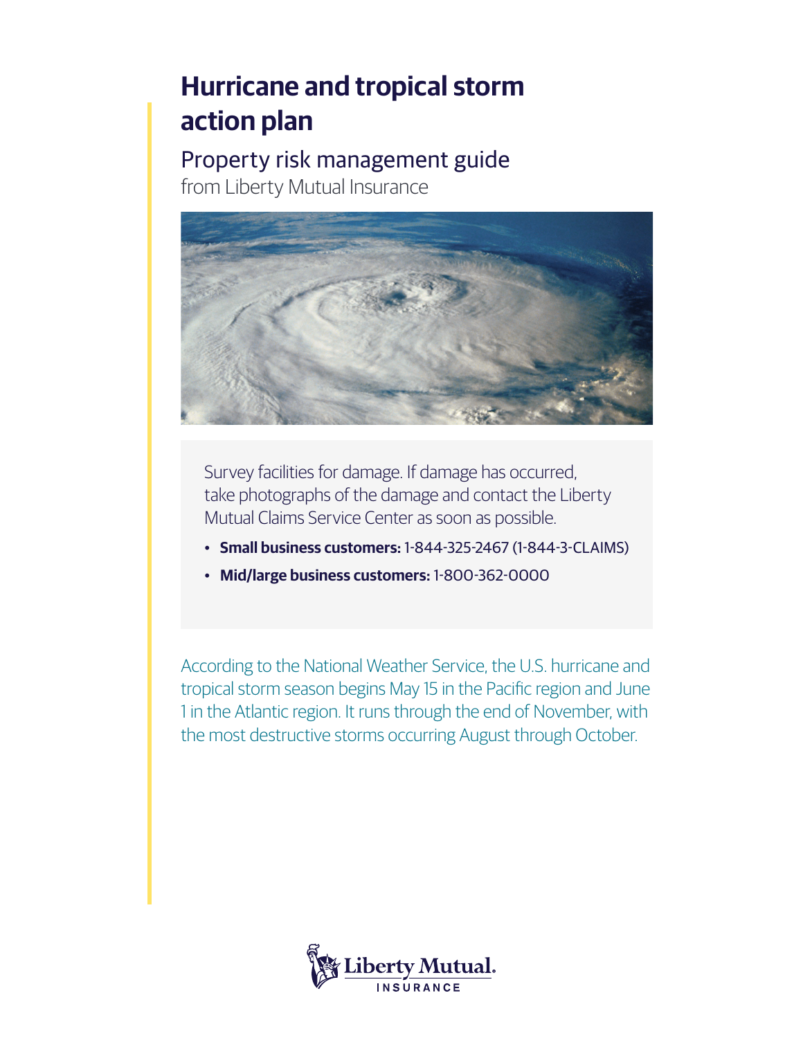# Hurricane and tropical storm action plan

## Property risk management guide

from Liberty Mutual Insurance

Survey facilities for damage. If damage has occurred, take photographs of the damage and contact the Liberty Mutual Claims Service Center as soon as possible.

- **Small business customers:** 1-844-325-2467 (1-844-3-CLAIMS)
- **Mid/large business customers:** 1-800-362-0000

According to the National Weather Service, the U.S. hurricane and tropical storm season begins May 15 in the Pacific region and June 1 in the Atlantic region. It runs through the end of November, with the most destructive storms occurring August through October.

Liberty Mutual. INSURANCE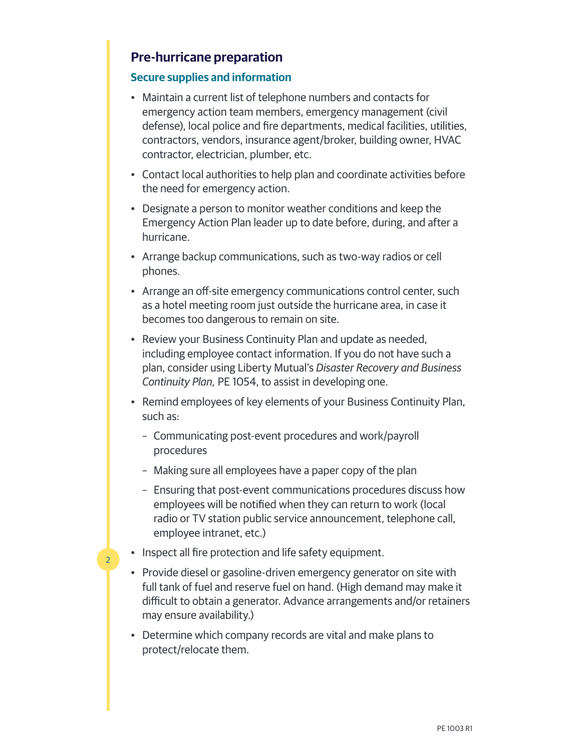## Pre-hurricane preparation

### Secure supplies and information

- Maintain a current list of telephone numbers and contacts for emergency action team members, emergency management (civil defense), local police and fire departments, medical facilities, utilities, contractors, vendors, insurance agent/broker, building owner, HVAC contractor, electrician, plumber, etc.
- Contact local authorities to help plan and coordinate activities before the need for emergency action.
- Designate a person to monitor weather conditions and keep the Emergency Action Plan leader up to date before, during, and after a hurricane.
- Arrange backup communications, such as two-way radios or cell phones.
- Arrange an off-site emergency communications control center, such as a hotel meeting room just outside the hurricane area, in case it becomes too dangerous to remain on site.
- Review your Business Continuity Plan and update as needed, including employee contact information. If you do not have such a plan, consider using Liberty Mutual's *Disaster Recovery and Business Continuity Plan,* PE 1054, to assist in developing one.
- Remind employees of key elements of your Business Continuity Plan, such as:
  - Communicating post-event procedures and work/payroll procedures
  - Making sure all employees have a paper copy of the plan
  - Ensuring that post-event communications procedures discuss how employees will be notified when they can return to work (local radio or TV station public service announcement, telephone call, employee intranet, etc.)
- Inspect all fire protection and life safety equipment.
- Provide diesel or gasoline-driven emergency generator on site with full tank of fuel and reserve fuel on hand. (High demand may make it difficult to obtain a generator. Advance arrangements and/or retainers may ensure availability.)
- Determine which company records are vital and make plans to protect/relocate them.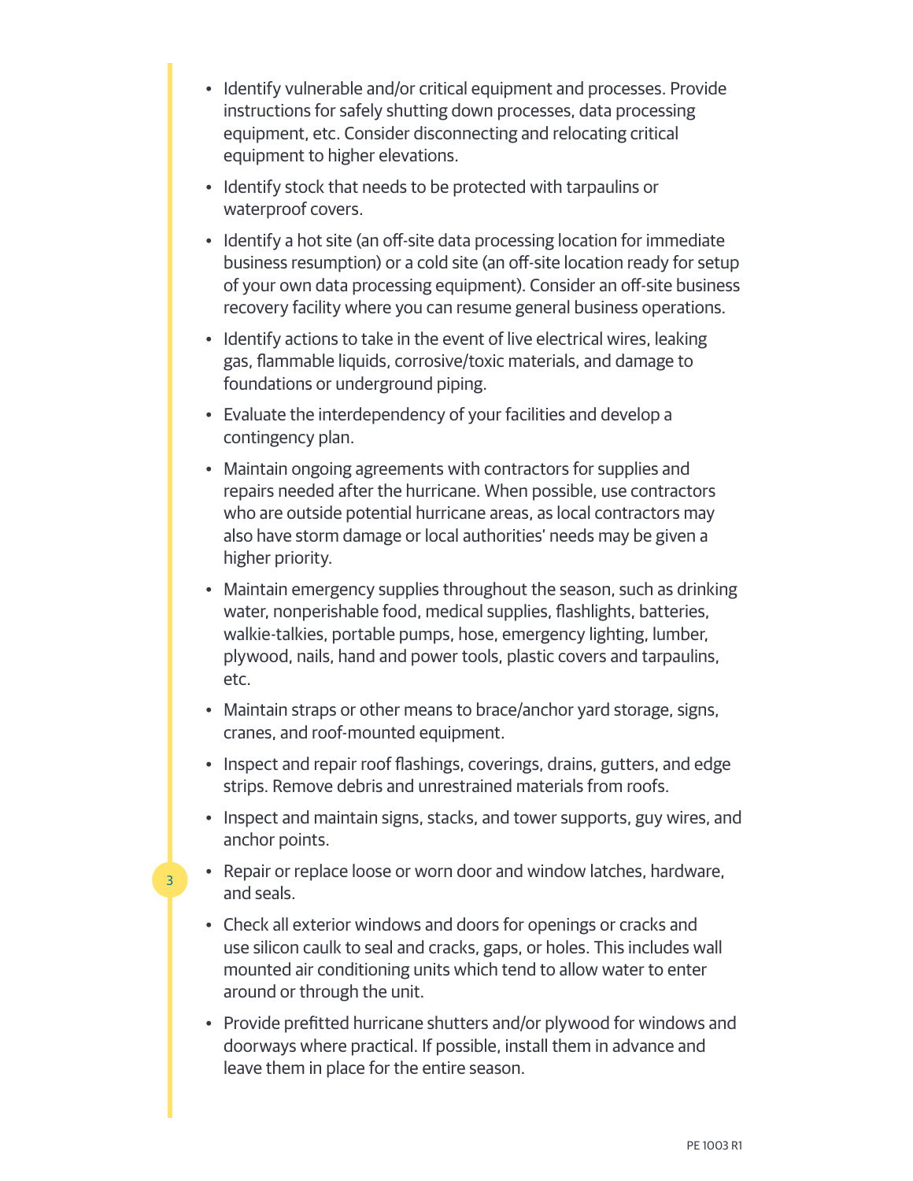- Identify vulnerable and/or critical equipment and processes. Provide instructions for safely shutting down processes, data processing equipment, etc. Consider disconnecting and relocating critical equipment to higher elevations.
- Identify stock that needs to be protected with tarpaulins or waterproof covers.
- Identify a hot site (an off-site data processing location for immediate business resumption) or a cold site (an off-site location ready for setup of your own data processing equipment). Consider an off-site business recovery facility where you can resume general business operations.
- Identify actions to take in the event of live electrical wires, leaking gas, flammable liquids, corrosive/toxic materials, and damage to foundations or underground piping.
- Evaluate the interdependency of your facilities and develop a contingency plan.
- Maintain ongoing agreements with contractors for supplies and repairs needed after the hurricane. When possible, use contractors who are outside potential hurricane areas, as local contractors may also have storm damage or local authorities' needs may be given a higher priority.
- Maintain emergency supplies throughout the season, such as drinking water, nonperishable food, medical supplies, flashlights, batteries, walkie-talkies, portable pumps, hose, emergency lighting, lumber, plywood, nails, hand and power tools, plastic covers and tarpaulins, etc.
- Maintain straps or other means to brace/anchor yard storage, signs, cranes, and roof-mounted equipment.
- Inspect and repair roof flashings, coverings, drains, gutters, and edge strips. Remove debris and unrestrained materials from roofs.
- Inspect and maintain signs, stacks, and tower supports, guy wires, and anchor points.
- Repair or replace loose or worn door and window latches, hardware, and seals.
- Check all exterior windows and doors for openings or cracks and use silicon caulk to seal and cracks, gaps, or holes. This includes wall mounted air conditioning units which tend to allow water to enter around or through the unit.
- Provide prefitted hurricane shutters and/or plywood for windows and doorways where practical. If possible, install them in advance and leave them in place for the entire season.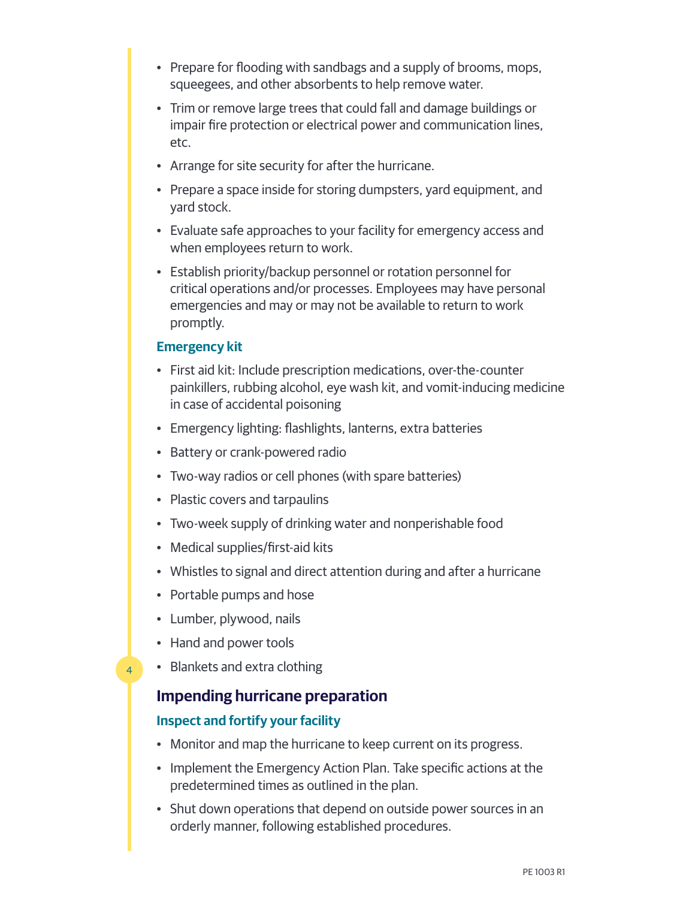- Prepare for flooding with sandbags and a supply of brooms, mops, squeegees, and other absorbents to help remove water.
- Trim or remove large trees that could fall and damage buildings or impair fire protection or electrical power and communication lines, etc.
- Arrange for site security for after the hurricane.
- Prepare a space inside for storing dumpsters, yard equipment, and yard stock.
- Evaluate safe approaches to your facility for emergency access and when employees return to work.
- Establish priority/backup personnel or rotation personnel for critical operations and/or processes. Employees may have personal emergencies and may or may not be available to return to work promptly.

### Emergency kit

- First aid kit: Include prescription medications, over-the-counter painkillers, rubbing alcohol, eye wash kit, and vomit-inducing medicine in case of accidental poisoning
- Emergency lighting: flashlights, lanterns, extra batteries
- Battery or crank-powered radio
- Two-way radios or cell phones (with spare batteries)
- Plastic covers and tarpaulins
- Two-week supply of drinking water and nonperishable food
- Medical supplies/first-aid kits
- Whistles to signal and direct attention during and after a hurricane
- Portable pumps and hose
- Lumber, plywood, nails
- Hand and power tools
- Blankets and extra clothing

## Impending hurricane preparation

### Inspect and fortify your facility

- Monitor and map the hurricane to keep current on its progress.
- Implement the Emergency Action Plan. Take specific actions at the predetermined times as outlined in the plan.
- Shut down operations that depend on outside power sources in an orderly manner, following established procedures.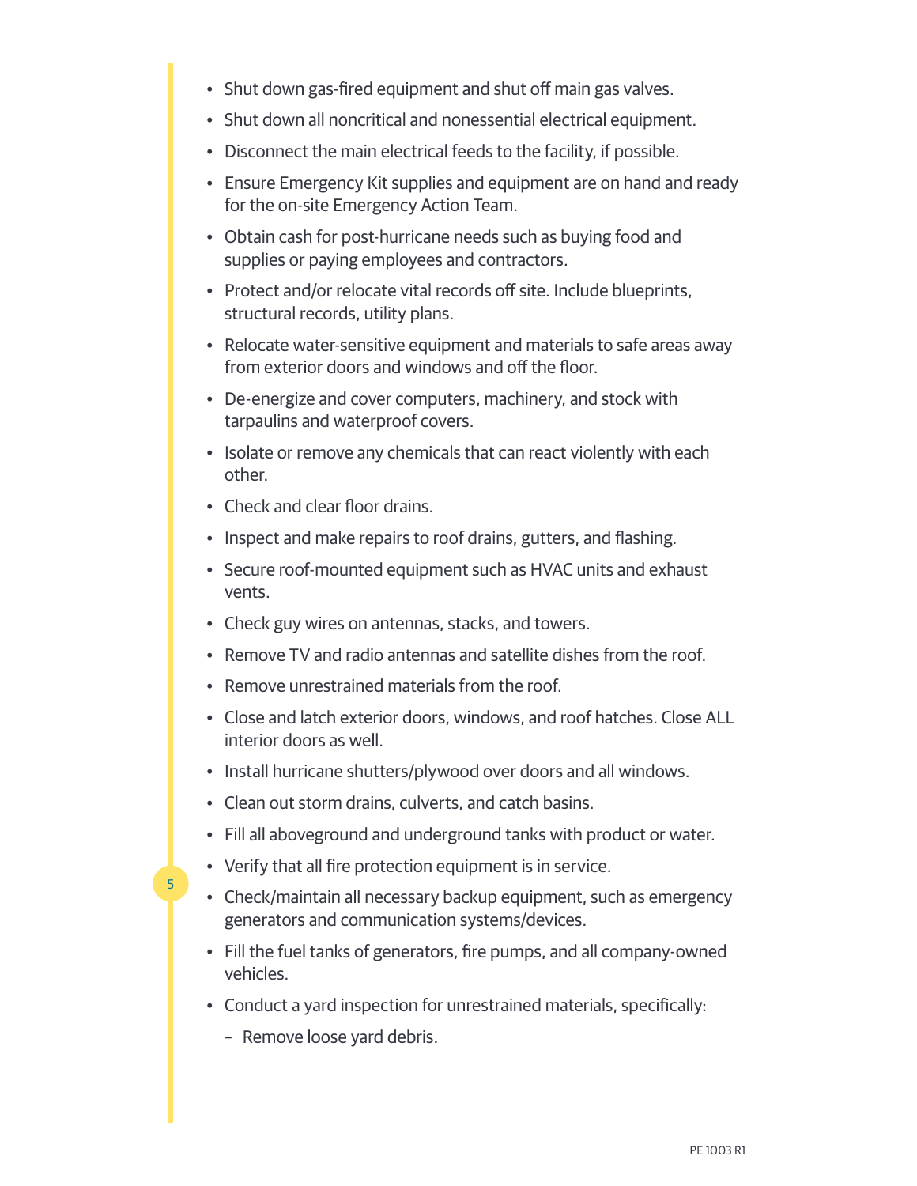- Shut down gas-fired equipment and shut off main gas valves.
- Shut down all noncritical and nonessential electrical equipment.
- Disconnect the main electrical feeds to the facility, if possible.
- Ensure Emergency Kit supplies and equipment are on hand and ready for the on-site Emergency Action Team.
- Obtain cash for post-hurricane needs such as buying food and supplies or paying employees and contractors.
- Protect and/or relocate vital records off site. Include blueprints, structural records, utility plans.
- Relocate water-sensitive equipment and materials to safe areas away from exterior doors and windows and off the floor.
- De-energize and cover computers, machinery, and stock with tarpaulins and waterproof covers.
- Isolate or remove any chemicals that can react violently with each other.
- Check and clear floor drains.
- Inspect and make repairs to roof drains, gutters, and flashing.
- Secure roof-mounted equipment such as HVAC units and exhaust vents.
- Check guy wires on antennas, stacks, and towers.
- Remove TV and radio antennas and satellite dishes from the roof.
- Remove unrestrained materials from the roof.
- Close and latch exterior doors, windows, and roof hatches. Close ALL interior doors as well.
- Install hurricane shutters/plywood over doors and all windows.
- Clean out storm drains, culverts, and catch basins.
- Fill all aboveground and underground tanks with product or water.
- Verify that all fire protection equipment is in service.
- Check/maintain all necessary backup equipment, such as emergency generators and communication systems/devices.
- Fill the fuel tanks of generators, fire pumps, and all company-owned vehicles.
- Conduct a yard inspection for unrestrained materials, specifically:
  - Remove loose yard debris.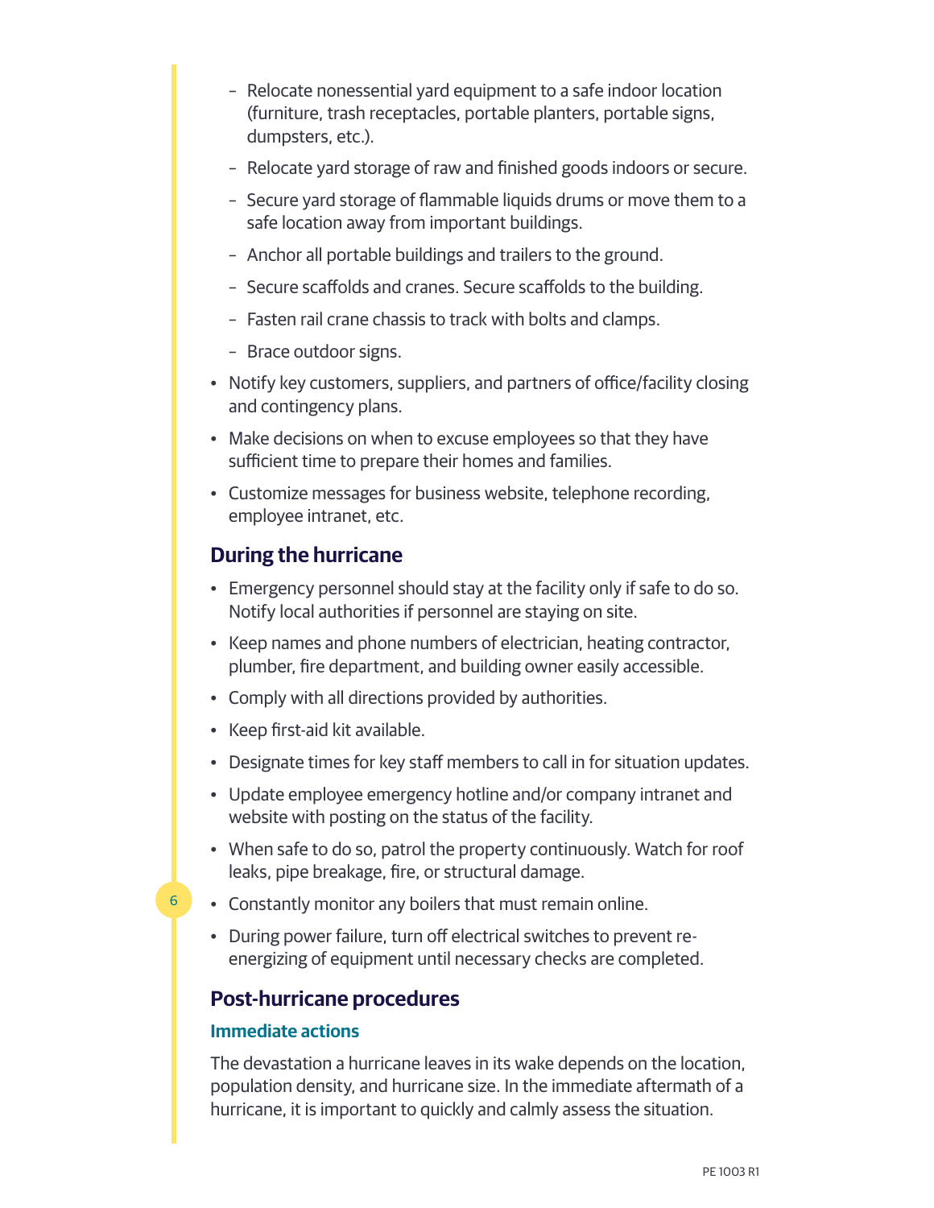- Relocate nonessential yard equipment to a safe indoor location (furniture, trash receptacles, portable planters, portable signs, dumpsters, etc.).
  - Relocate yard storage of raw and finished goods indoors or secure.
  - Secure yard storage of flammable liquids drums or move them to a safe location away from important buildings.
  - Anchor all portable buildings and trailers to the ground.
  - Secure scaffolds and cranes. Secure scaffolds to the building.
  - Fasten rail crane chassis to track with bolts and clamps.
  - Brace outdoor signs.
- Notify key customers, suppliers, and partners of office/facility closing and contingency plans.
- Make decisions on when to excuse employees so that they have sufficient time to prepare their homes and families.
- Customize messages for business website, telephone recording, employee intranet, etc.

## During the hurricane

- Emergency personnel should stay at the facility only if safe to do so. Notify local authorities if personnel are staying on site.
- Keep names and phone numbers of electrician, heating contractor, plumber, fire department, and building owner easily accessible.
- Comply with all directions provided by authorities.
- Keep first-aid kit available.
- Designate times for key staff members to call in for situation updates.
- Update employee emergency hotline and/or company intranet and website with posting on the status of the facility.
- When safe to do so, patrol the property continuously. Watch for roof leaks, pipe breakage, fire, or structural damage.
- Constantly monitor any boilers that must remain online.
- During power failure, turn off electrical switches to prevent re-energizing of equipment until necessary checks are completed.

## Post-hurricane procedures

### Immediate actions

The devastation a hurricane leaves in its wake depends on the location, population density, and hurricane size. In the immediate aftermath of a hurricane, it is important to quickly and calmly assess the situation.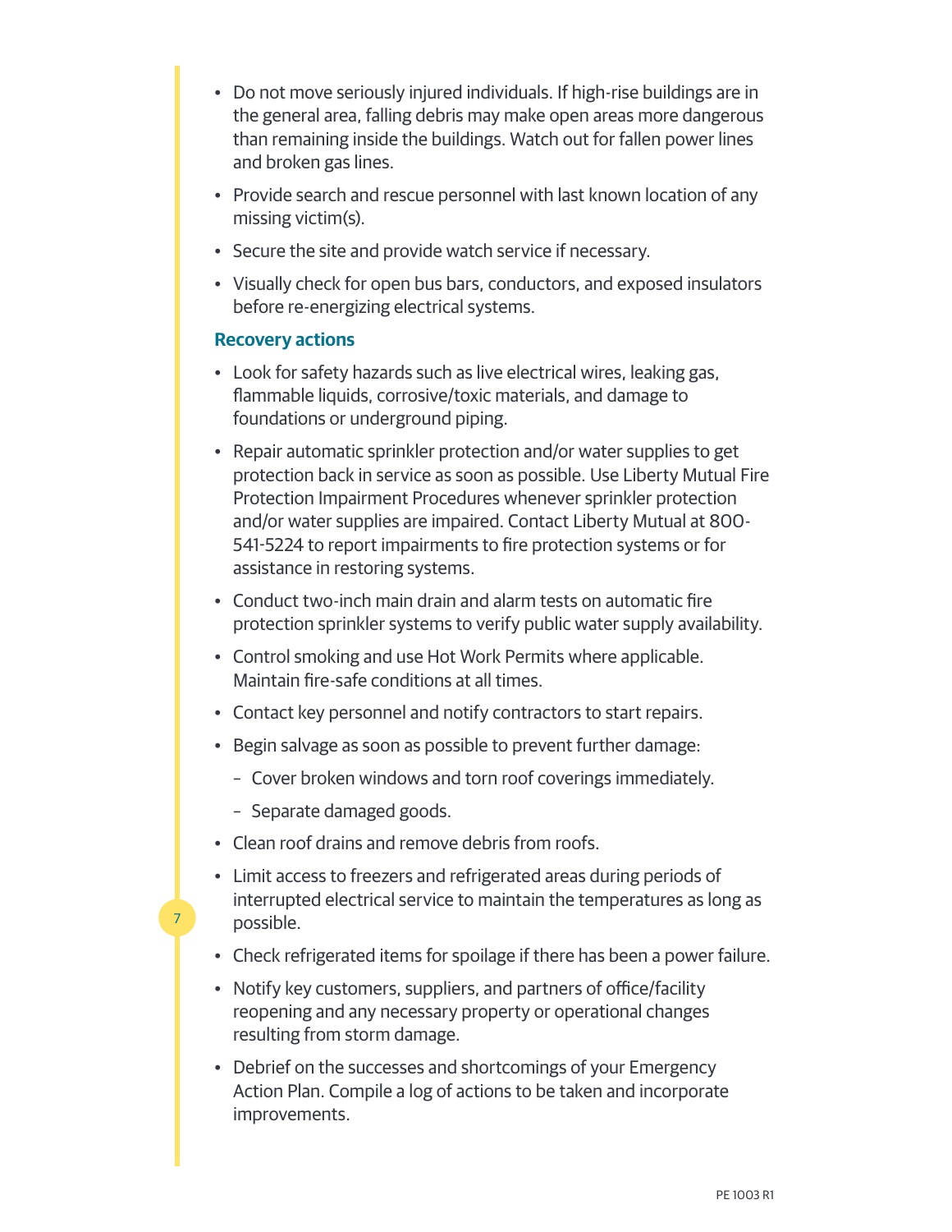- Do not move seriously injured individuals. If high-rise buildings are in the general area, falling debris may make open areas more dangerous than remaining inside the buildings. Watch out for fallen power lines and broken gas lines.
- Provide search and rescue personnel with last known location of any missing victim(s).
- Secure the site and provide watch service if necessary.
- Visually check for open bus bars, conductors, and exposed insulators before re-energizing electrical systems.

### Recovery actions

- Look for safety hazards such as live electrical wires, leaking gas, flammable liquids, corrosive/toxic materials, and damage to foundations or underground piping.
- Repair automatic sprinkler protection and/or water supplies to get protection back in service as soon as possible. Use Liberty Mutual Fire Protection Impairment Procedures whenever sprinkler protection and/or water supplies are impaired. Contact Liberty Mutual at 800-541-5224 to report impairments to fire protection systems or for assistance in restoring systems.
- Conduct two-inch main drain and alarm tests on automatic fire protection sprinkler systems to verify public water supply availability.
- Control smoking and use Hot Work Permits where applicable. Maintain fire-safe conditions at all times.
- Contact key personnel and notify contractors to start repairs.
- Begin salvage as soon as possible to prevent further damage:
  - Cover broken windows and torn roof coverings immediately.
  - Separate damaged goods.
- Clean roof drains and remove debris from roofs.
- Limit access to freezers and refrigerated areas during periods of interrupted electrical service to maintain the temperatures as long as possible.
- Check refrigerated items for spoilage if there has been a power failure.
- Notify key customers, suppliers, and partners of office/facility reopening and any necessary property or operational changes resulting from storm damage.
- Debrief on the successes and shortcomings of your Emergency Action Plan. Compile a log of actions to be taken and incorporate improvements.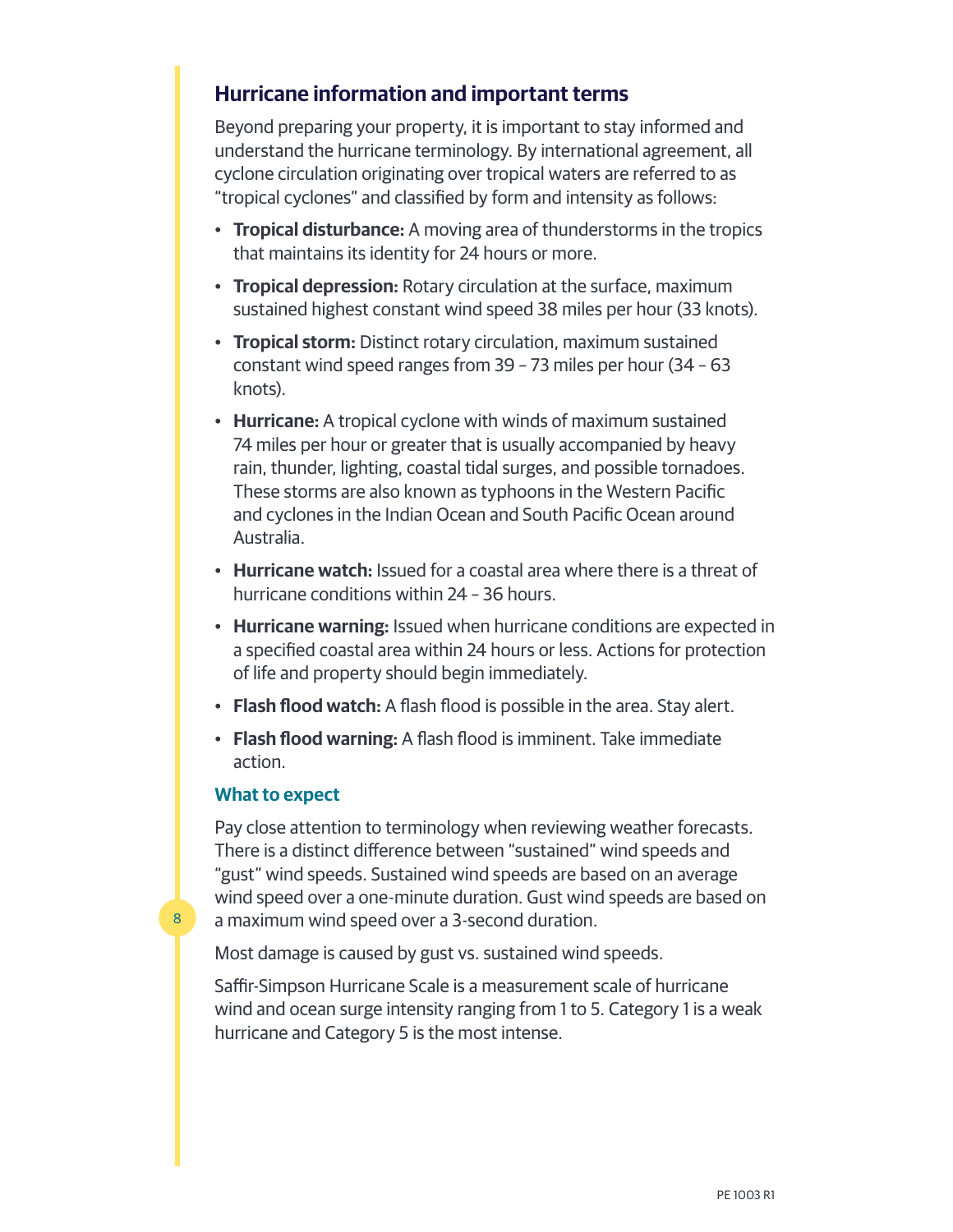## Hurricane information and important terms

Beyond preparing your property, it is important to stay informed and understand the hurricane terminology. By international agreement, all cyclone circulation originating over tropical waters are referred to as "tropical cyclones" and classified by form and intensity as follows:

- **Tropical disturbance:** A moving area of thunderstorms in the tropics that maintains its identity for 24 hours or more.
- **Tropical depression:** Rotary circulation at the surface, maximum sustained highest constant wind speed 38 miles per hour (33 knots).
- **Tropical storm:** Distinct rotary circulation, maximum sustained constant wind speed ranges from 39 – 73 miles per hour (34 – 63 knots).
- **Hurricane:** A tropical cyclone with winds of maximum sustained 74 miles per hour or greater that is usually accompanied by heavy rain, thunder, lighting, coastal tidal surges, and possible tornadoes. These storms are also known as typhoons in the Western Pacific and cyclones in the Indian Ocean and South Pacific Ocean around Australia.
- **Hurricane watch:** Issued for a coastal area where there is a threat of hurricane conditions within 24 – 36 hours.
- **Hurricane warning:** Issued when hurricane conditions are expected in a specified coastal area within 24 hours or less. Actions for protection of life and property should begin immediately.
- **Flash flood watch:** A flash flood is possible in the area. Stay alert.
- **Flash flood warning:** A flash flood is imminent. Take immediate action.

### What to expect

Pay close attention to terminology when reviewing weather forecasts. There is a distinct difference between "sustained" wind speeds and "gust" wind speeds. Sustained wind speeds are based on an average wind speed over a one-minute duration. Gust wind speeds are based on a maximum wind speed over a 3-second duration.

Most damage is caused by gust vs. sustained wind speeds.

Saffir-Simpson Hurricane Scale is a measurement scale of hurricane wind and ocean surge intensity ranging from 1 to 5. Category 1 is a weak hurricane and Category 5 is the most intense.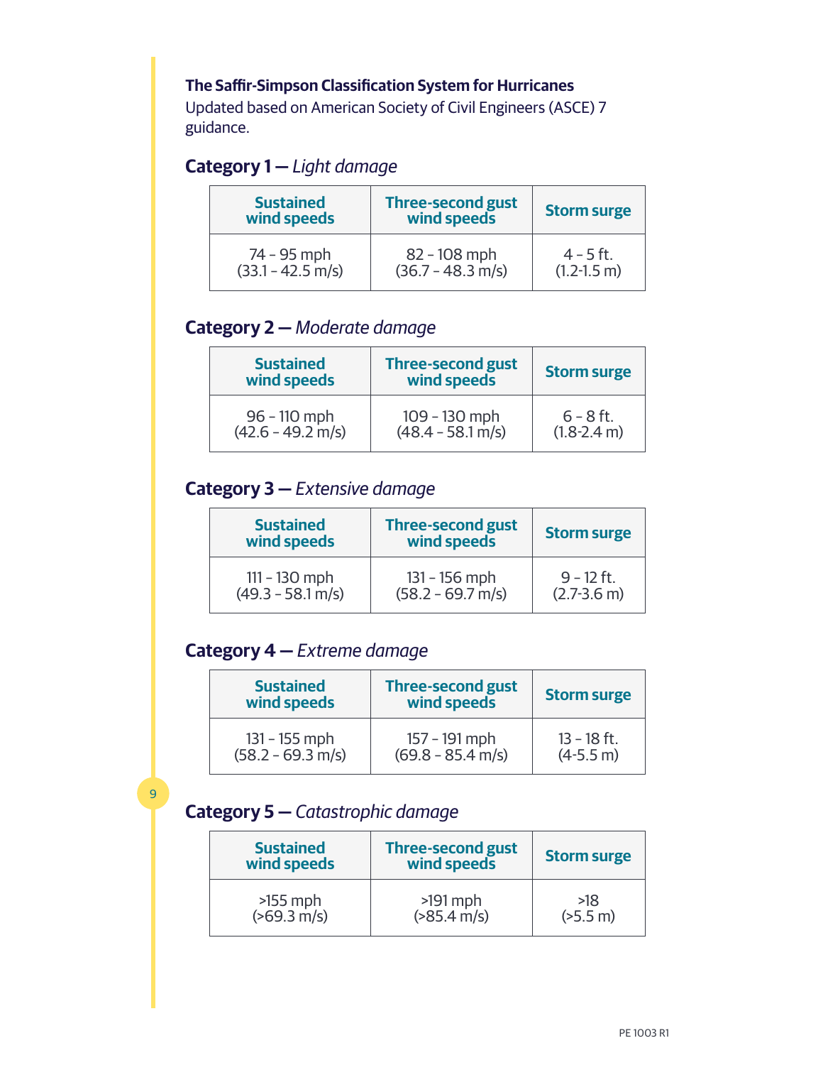**The Saffir-Simpson Classification System for Hurricanes**
Updated based on American Society of Civil Engineers (ASCE) 7 guidance.

## Category 1 — *Light damage*

| Sustained wind speeds | Three-second gust wind speeds | Storm surge |
|---|---|---|
| 74 - 95 mph (33.1 - 42.5 m/s) | 82 - 108 mph (36.7 - 48.3 m/s) | 4 - 5 ft. (1.2-1.5 m) |

## Category 2 — *Moderate damage*

| Sustained wind speeds | Three-second gust wind speeds | Storm surge |
|---|---|---|
| 96 - 110 mph (42.6 - 49.2 m/s) | 109 - 130 mph (48.4 - 58.1 m/s) | 6 - 8 ft. (1.8-2.4 m) |

## Category 3 — *Extensive damage*

| Sustained wind speeds | Three-second gust wind speeds | Storm surge |
|---|---|---|
| 111 - 130 mph (49.3 - 58.1 m/s) | 131 - 156 mph (58.2 - 69.7 m/s) | 9 - 12 ft. (2.7-3.6 m) |

## Category 4 — *Extreme damage*

| Sustained wind speeds | Three-second gust wind speeds | Storm surge |
|---|---|---|
| 131 - 155 mph (58.2 - 69.3 m/s) | 157 - 191 mph (69.8 - 85.4 m/s) | 13 - 18 ft. (4-5.5 m) |

## Category 5 — *Catastrophic damage*

| Sustained wind speeds | Three-second gust wind speeds | Storm surge |
|---|---|---|
| >155 mph (>69.3 m/s) | >191 mph (>85.4 m/s) | >18 (>5.5 m) |

PE 1003 R1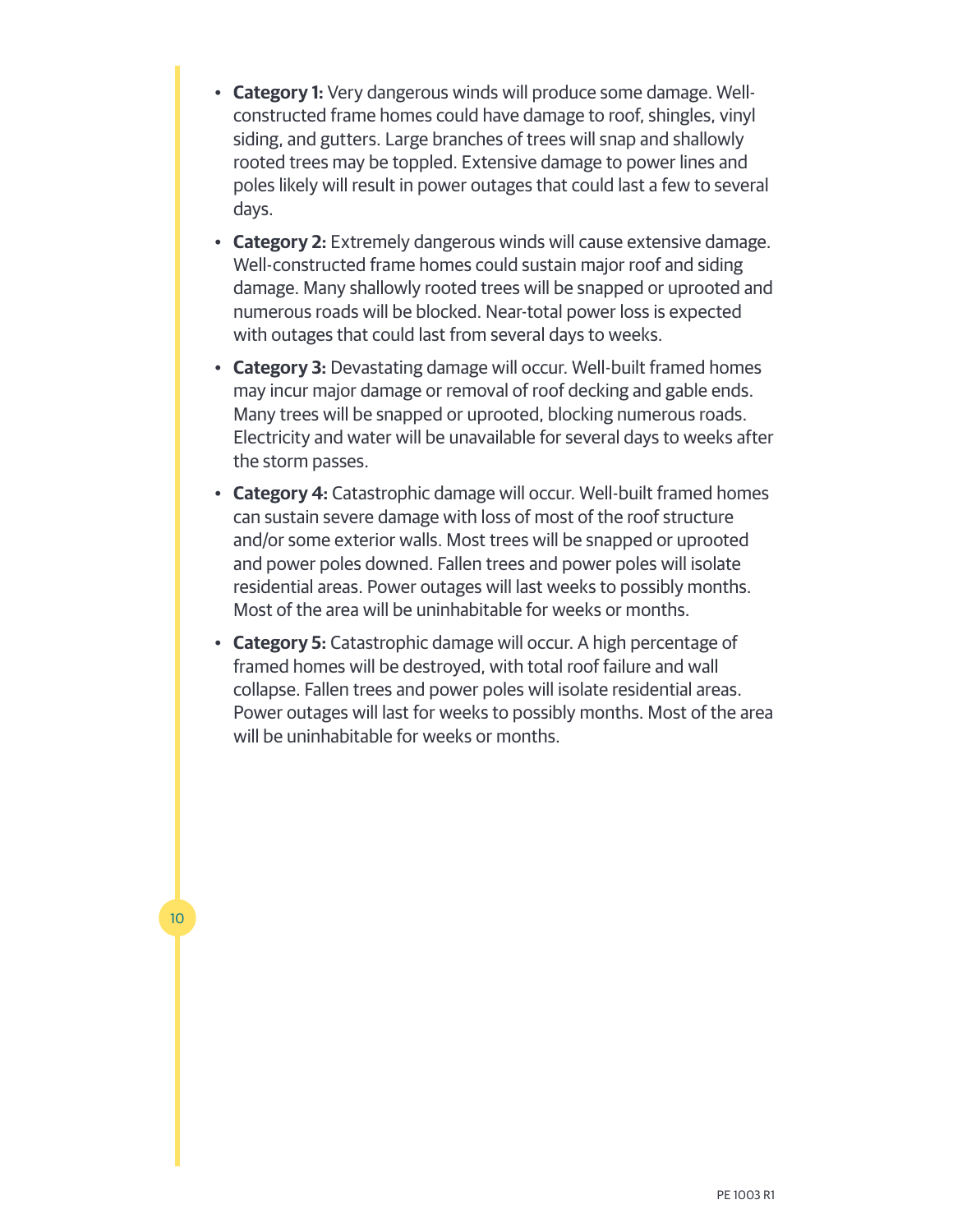- **Category 1:** Very dangerous winds will produce some damage. Well-constructed frame homes could have damage to roof, shingles, vinyl siding, and gutters. Large branches of trees will snap and shallowly rooted trees may be toppled. Extensive damage to power lines and poles likely will result in power outages that could last a few to several days.
- **Category 2:** Extremely dangerous winds will cause extensive damage. Well-constructed frame homes could sustain major roof and siding damage. Many shallowly rooted trees will be snapped or uprooted and numerous roads will be blocked. Near-total power loss is expected with outages that could last from several days to weeks.
- **Category 3:** Devastating damage will occur. Well-built framed homes may incur major damage or removal of roof decking and gable ends. Many trees will be snapped or uprooted, blocking numerous roads. Electricity and water will be unavailable for several days to weeks after the storm passes.
- **Category 4:** Catastrophic damage will occur. Well-built framed homes can sustain severe damage with loss of most of the roof structure and/or some exterior walls. Most trees will be snapped or uprooted and power poles downed. Fallen trees and power poles will isolate residential areas. Power outages will last weeks to possibly months. Most of the area will be uninhabitable for weeks or months.
- **Category 5:** Catastrophic damage will occur. A high percentage of framed homes will be destroyed, with total roof failure and wall collapse. Fallen trees and power poles will isolate residential areas. Power outages will last for weeks to possibly months. Most of the area will be uninhabitable for weeks or months.

PE 1003 R1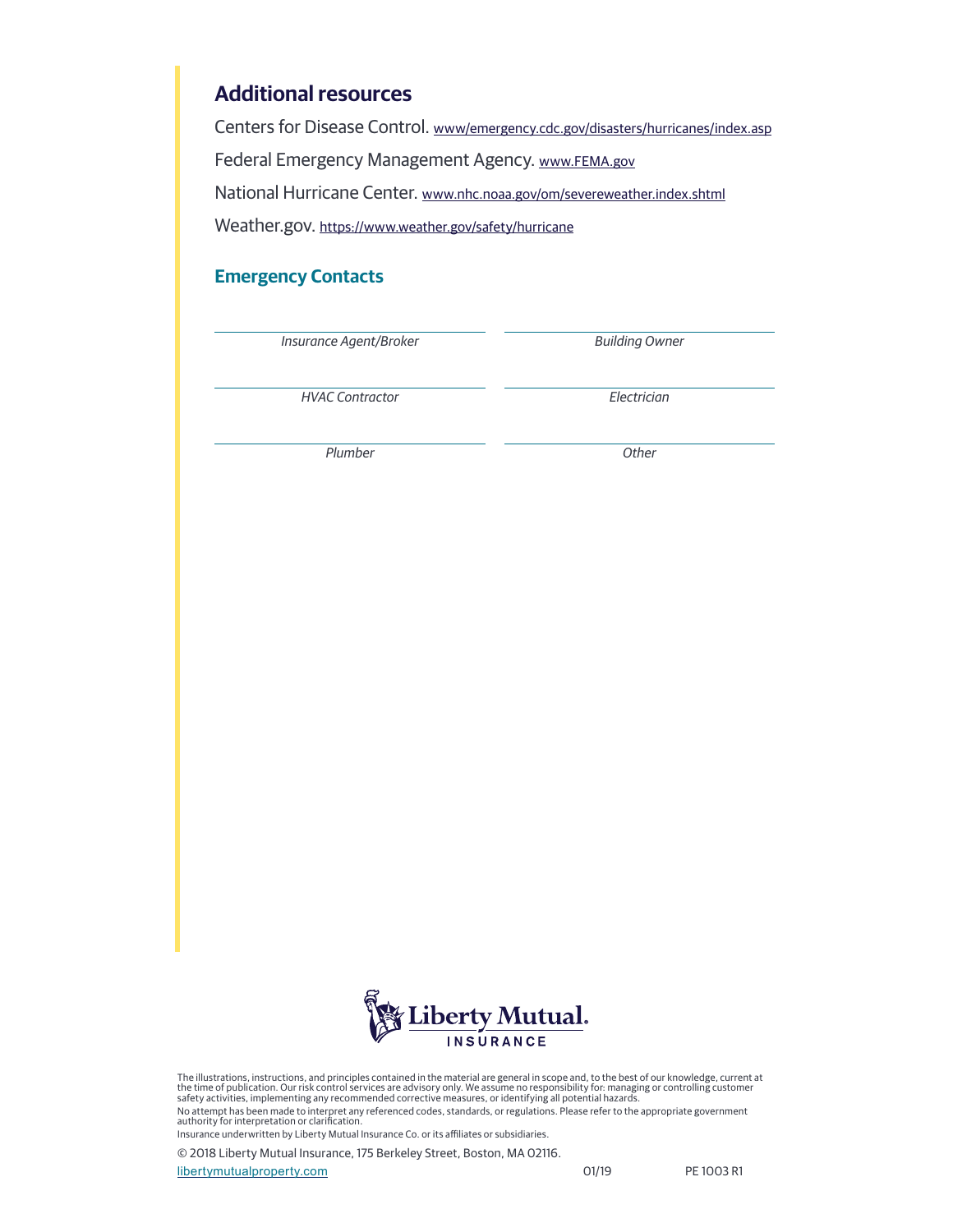## Additional resources

Centers for Disease Control. www/emergency.cdc.gov/disasters/hurricanes/index.asp

Federal Emergency Management Agency. www.FEMA.gov

National Hurricane Center. www.nhc.noaa.gov/om/severeweather.index.shtml

Weather.gov. https://www.weather.gov/safety/hurricane

### Emergency Contacts

| | |
|---|---|
| *Insurance Agent/Broker* | *Building Owner* |
| *HVAC Contractor* | *Electrician* |
| *Plumber* | *Other* |

Liberty Mutual. INSURANCE

The illustrations, instructions, and principles contained in the material are general in scope and, to the best of our knowledge, current at the time of publication. Our risk control services are advisory only. We assume no responsibility for: managing or controlling customer safety activities, implementing any recommended corrective measures, or identifying all potential hazards.

No attempt has been made to interpret any referenced codes, standards, or regulations. Please refer to the appropriate government authority for interpretation or clarification.

Insurance underwritten by Liberty Mutual Insurance Co. or its affiliates or subsidiaries.

© 2018 Liberty Mutual Insurance, 175 Berkeley Street, Boston, MA 02116.

libertymutualproperty.com 01/19 PE 1003 R1